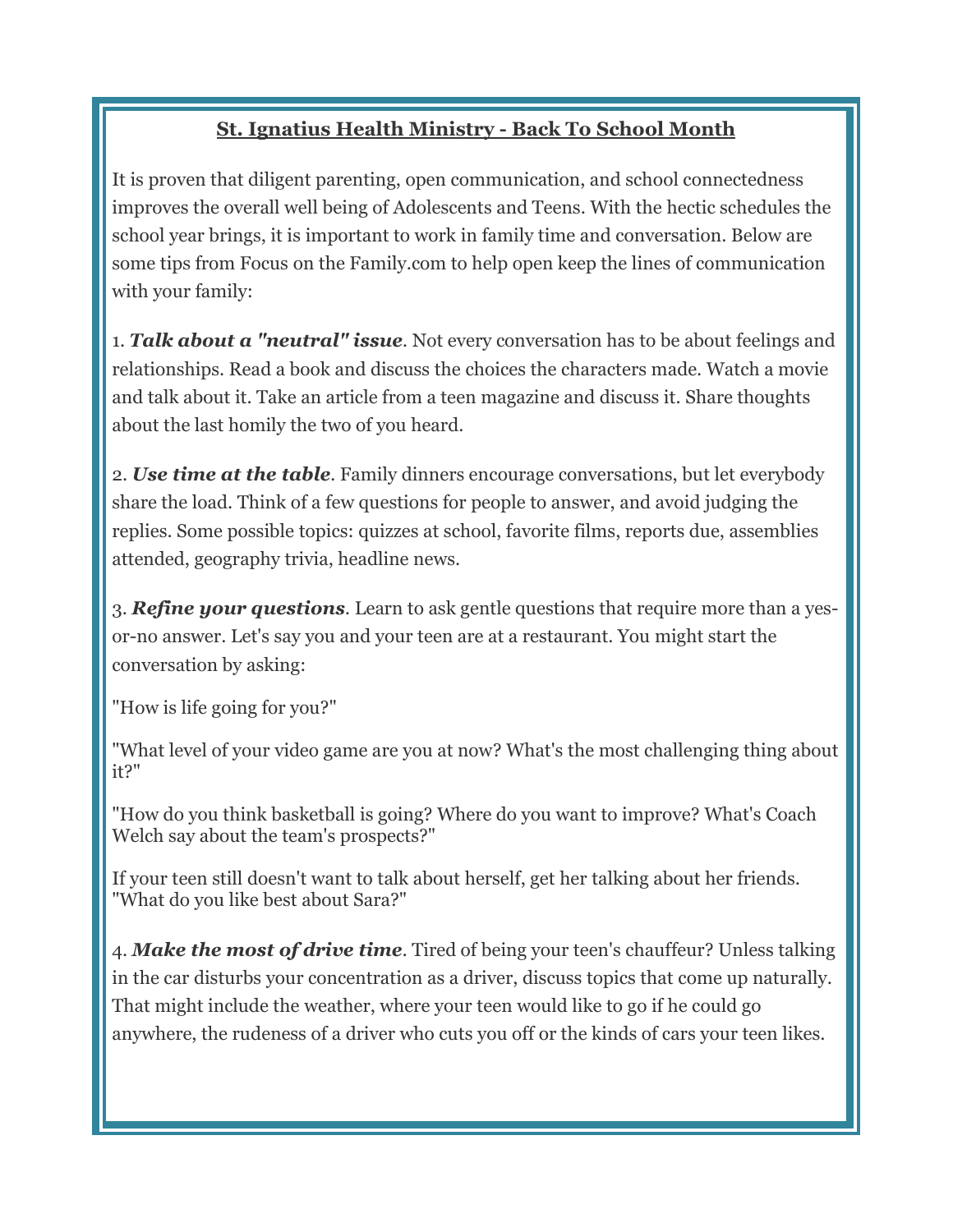## St. Ignatius Health Ministry - Back To School Month

It is proven that diligent parenting, open communication, and school connectedness improves the overall well being of Adolescents and Teens. With the hectic schedules the school year brings, it is important to work in family time and conversation. Below are some tips from Focus on the Family.com to help open keep the lines of communication with your family:

1. ***Talk about a "neutral" issue***. Not every conversation has to be about feelings and relationships. Read a book and discuss the choices the characters made. Watch a movie and talk about it. Take an article from a teen magazine and discuss it. Share thoughts about the last homily the two of you heard.

2. ***Use time at the table***. Family dinners encourage conversations, but let everybody share the load. Think of a few questions for people to answer, and avoid judging the replies. Some possible topics: quizzes at school, favorite films, reports due, assemblies attended, geography trivia, headline news.

3. ***Refine your questions***. Learn to ask gentle questions that require more than a yes-or-no answer. Let's say you and your teen are at a restaurant. You might start the conversation by asking:

"How is life going for you?"

"What level of your video game are you at now? What's the most challenging thing about it?"

"How do you think basketball is going? Where do you want to improve? What's Coach Welch say about the team's prospects?"

If your teen still doesn't want to talk about herself, get her talking about her friends. "What do you like best about Sara?"

4. ***Make the most of drive time***. Tired of being your teen's chauffeur? Unless talking in the car disturbs your concentration as a driver, discuss topics that come up naturally. That might include the weather, where your teen would like to go if he could go anywhere, the rudeness of a driver who cuts you off or the kinds of cars your teen likes.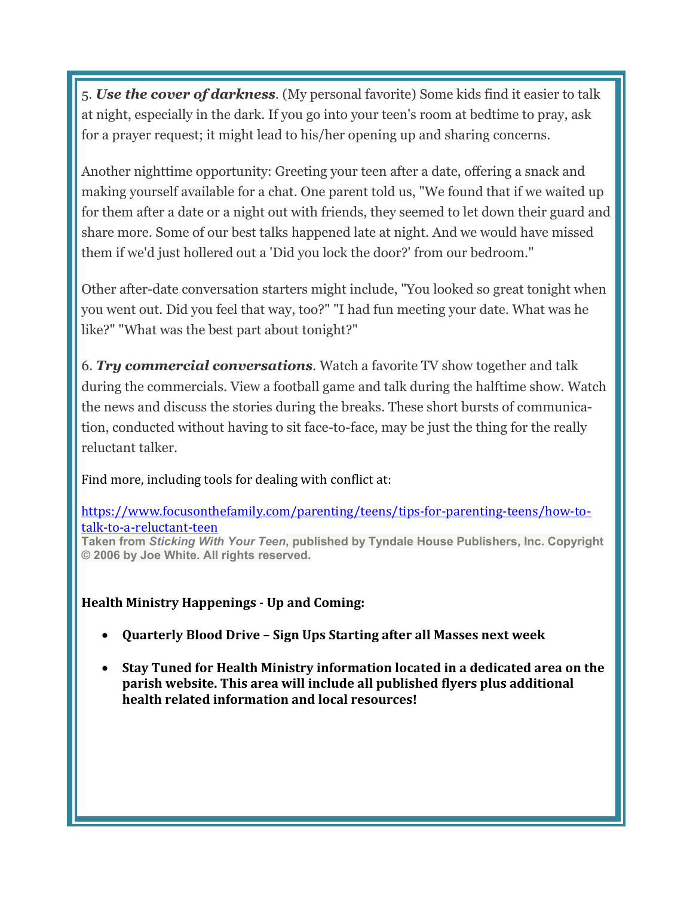5. ***Use the cover of darkness***. (My personal favorite) Some kids find it easier to talk at night, especially in the dark. If you go into your teen's room at bedtime to pray, ask for a prayer request; it might lead to his/her opening up and sharing concerns.

Another nighttime opportunity: Greeting your teen after a date, offering a snack and making yourself available for a chat. One parent told us, "We found that if we waited up for them after a date or a night out with friends, they seemed to let down their guard and share more. Some of our best talks happened late at night. And we would have missed them if we'd just hollered out a 'Did you lock the door?' from our bedroom."

Other after-date conversation starters might include, "You looked so great tonight when you went out. Did you feel that way, too?" "I had fun meeting your date. What was he like?" "What was the best part about tonight?"

6. ***Try commercial conversations***. Watch a favorite TV show together and talk during the commercials. View a football game and talk during the halftime show. Watch the news and discuss the stories during the breaks. These short bursts of communication, conducted without having to sit face-to-face, may be just the thing for the really reluctant talker.

Find more, including tools for dealing with conflict at:

https://www.focusonthefamily.com/parenting/teens/tips-for-parenting-teens/how-to-talk-to-a-reluctant-teen

**Taken from *Sticking With Your Teen*, published by Tyndale House Publishers, Inc. Copyright © 2006 by Joe White. All rights reserved.**

**Health Ministry Happenings - Up and Coming:**

- **Quarterly Blood Drive – Sign Ups Starting after all Masses next week**
- **Stay Tuned for Health Ministry information located in a dedicated area on the parish website. This area will include all published flyers plus additional health related information and local resources!**